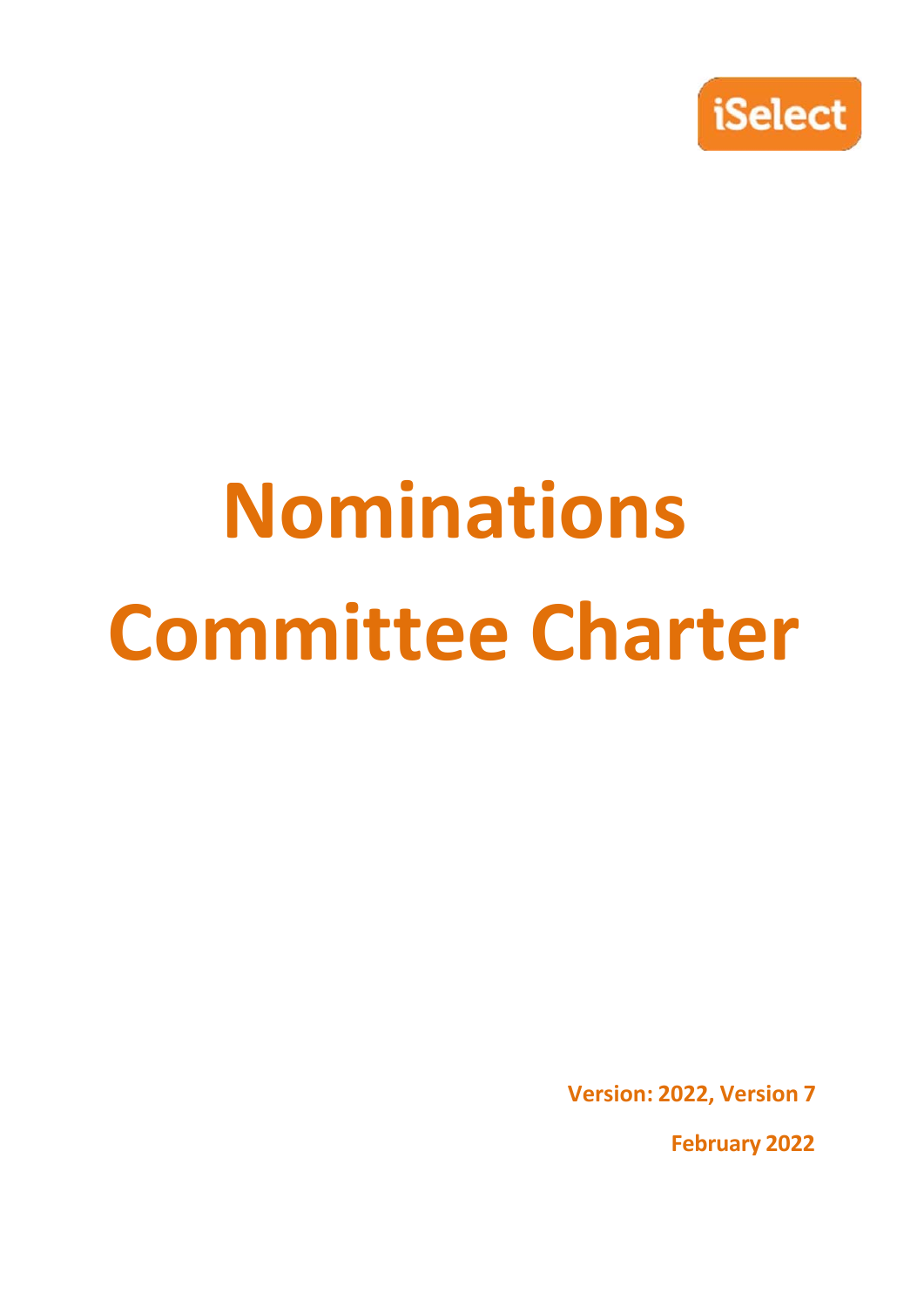iSelect

# Nominations Committee Charter

**Version: 2022, Version 7**

**February 2022**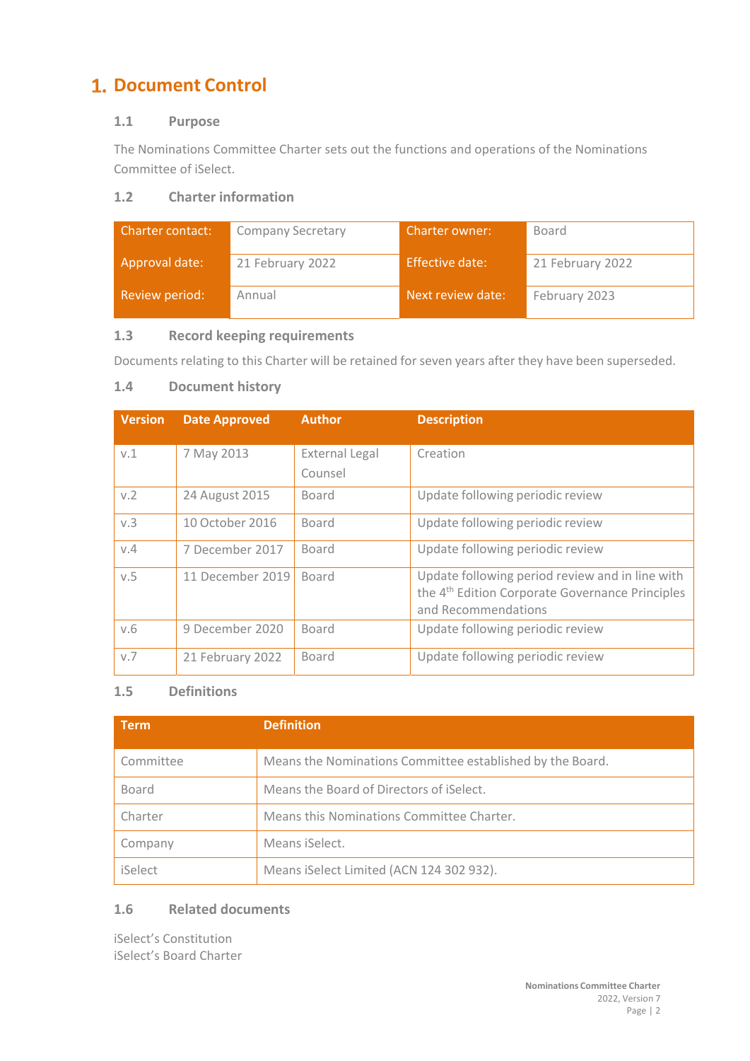# 1. Document Control

## 1.1 Purpose

The Nominations Committee Charter sets out the functions and operations of the Nominations Committee of iSelect.

## 1.2 Charter information

| Charter contact: | Company Secretary | Charter owner: | Board |
|---|---|---|---|
| Approval date: | 21 February 2022 | Effective date: | 21 February 2022 |
| Review period: | Annual | Next review date: | February 2023 |

## 1.3 Record keeping requirements

Documents relating to this Charter will be retained for seven years after they have been superseded.

## 1.4 Document history

| Version | Date Approved | Author | Description |
|---|---|---|---|
| v.1 | 7 May 2013 | External Legal Counsel | Creation |
| v.2 | 24 August 2015 | Board | Update following periodic review |
| v.3 | 10 October 2016 | Board | Update following periodic review |
| v.4 | 7 December 2017 | Board | Update following periodic review |
| v.5 | 11 December 2019 | Board | Update following period review and in line with the 4th Edition Corporate Governance Principles and Recommendations |
| v.6 | 9 December 2020 | Board | Update following periodic review |
| v.7 | 21 February 2022 | Board | Update following periodic review |

## 1.5 Definitions

| Term | Definition |
|---|---|
| Committee | Means the Nominations Committee established by the Board. |
| Board | Means the Board of Directors of iSelect. |
| Charter | Means this Nominations Committee Charter. |
| Company | Means iSelect. |
| iSelect | Means iSelect Limited (ACN 124 302 932). |

## 1.6 Related documents

iSelect's Constitution
iSelect's Board Charter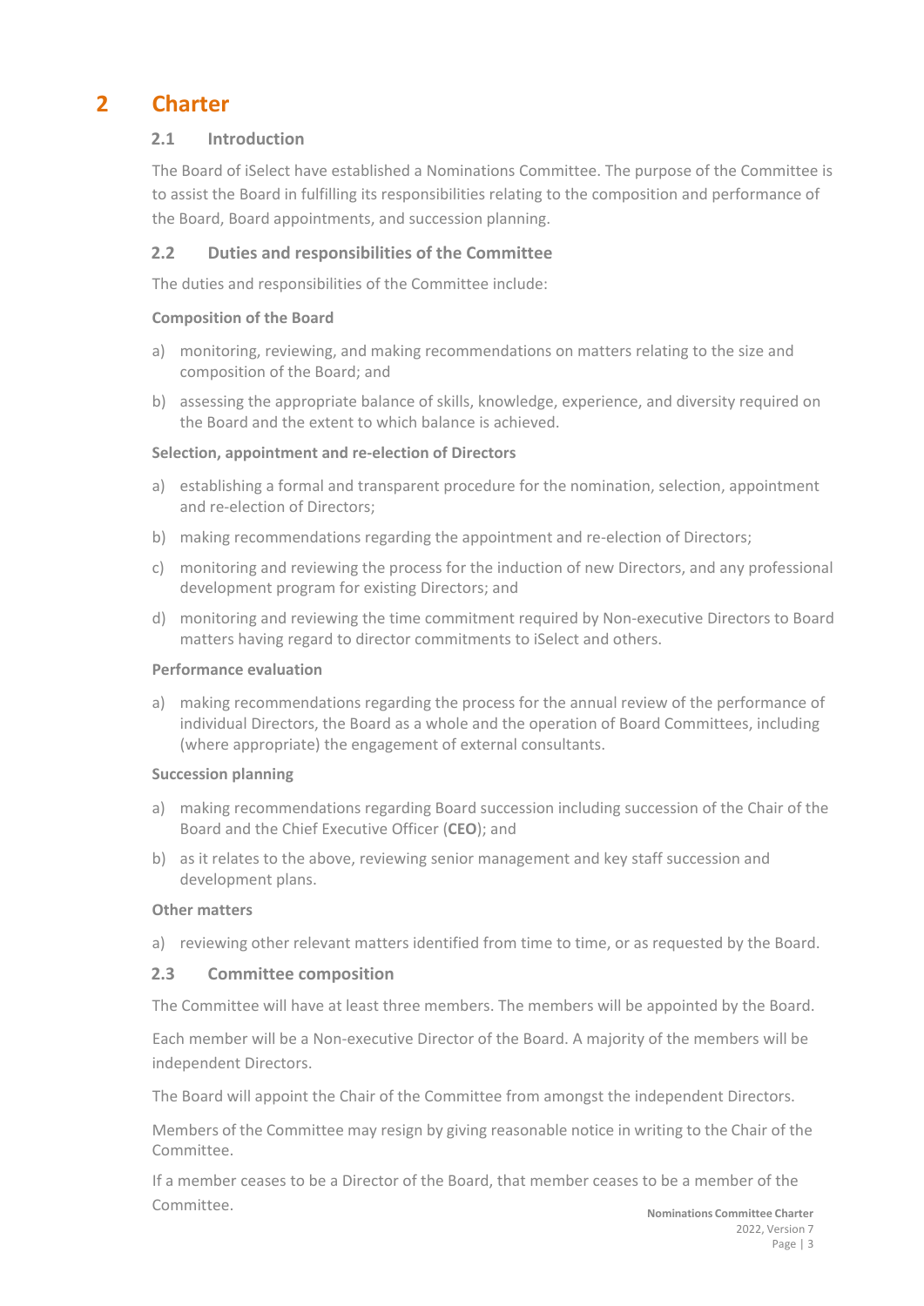# 2 Charter

## 2.1 Introduction

The Board of iSelect have established a Nominations Committee. The purpose of the Committee is to assist the Board in fulfilling its responsibilities relating to the composition and performance of the Board, Board appointments, and succession planning.

## 2.2 Duties and responsibilities of the Committee

The duties and responsibilities of the Committee include:

**Composition of the Board**

a) monitoring, reviewing, and making recommendations on matters relating to the size and composition of the Board; and

b) assessing the appropriate balance of skills, knowledge, experience, and diversity required on the Board and the extent to which balance is achieved.

**Selection, appointment and re-election of Directors**

a) establishing a formal and transparent procedure for the nomination, selection, appointment and re-election of Directors;

b) making recommendations regarding the appointment and re-election of Directors;

c) monitoring and reviewing the process for the induction of new Directors, and any professional development program for existing Directors; and

d) monitoring and reviewing the time commitment required by Non-executive Directors to Board matters having regard to director commitments to iSelect and others.

**Performance evaluation**

a) making recommendations regarding the process for the annual review of the performance of individual Directors, the Board as a whole and the operation of Board Committees, including (where appropriate) the engagement of external consultants.

**Succession planning**

a) making recommendations regarding Board succession including succession of the Chair of the Board and the Chief Executive Officer (**CEO**); and

b) as it relates to the above, reviewing senior management and key staff succession and development plans.

**Other matters**

a) reviewing other relevant matters identified from time to time, or as requested by the Board.

## 2.3 Committee composition

The Committee will have at least three members. The members will be appointed by the Board.

Each member will be a Non-executive Director of the Board. A majority of the members will be independent Directors.

The Board will appoint the Chair of the Committee from amongst the independent Directors.

Members of the Committee may resign by giving reasonable notice in writing to the Chair of the Committee.

If a member ceases to be a Director of the Board, that member ceases to be a member of the Committee.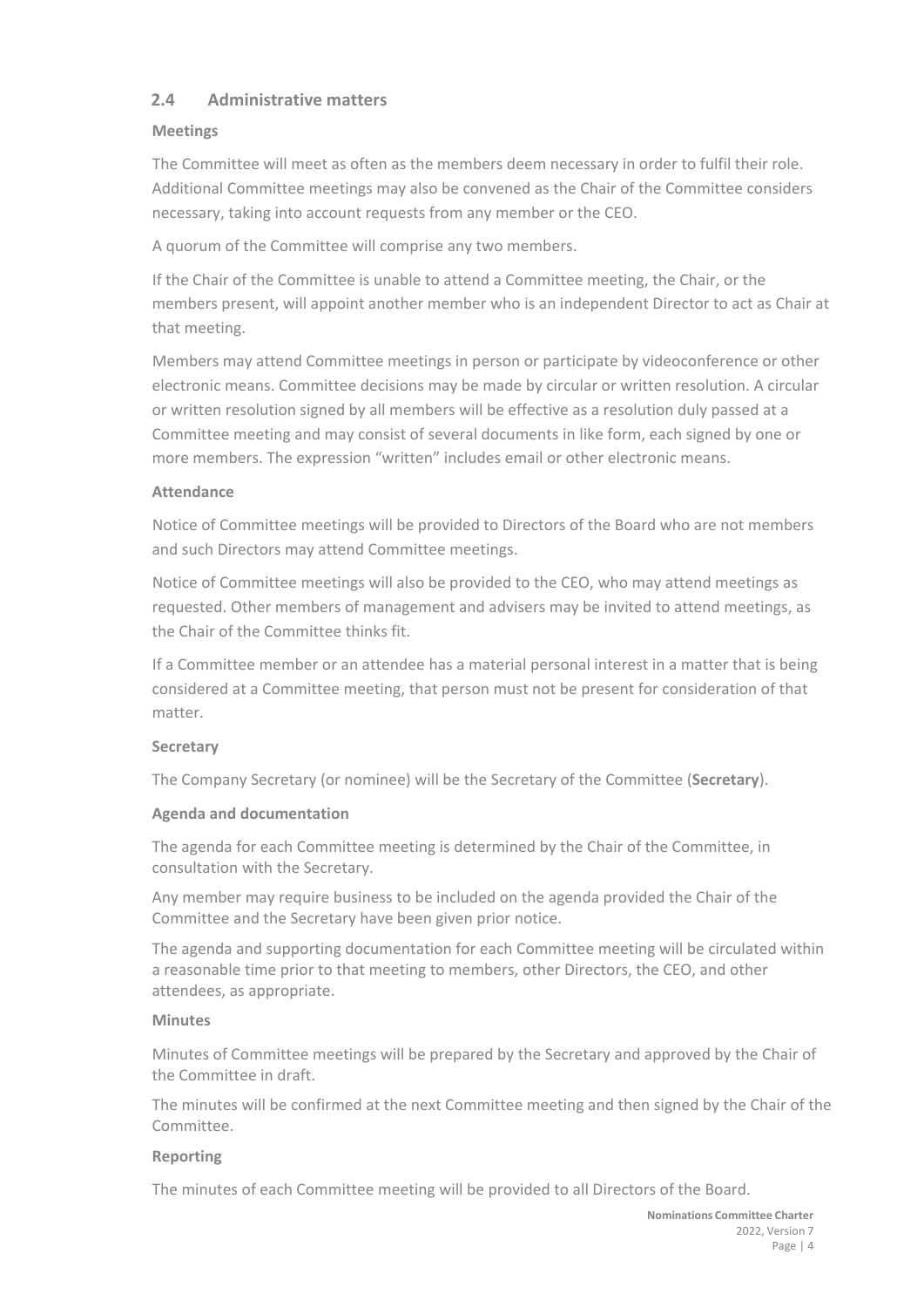## 2.4 Administrative matters

### Meetings

The Committee will meet as often as the members deem necessary in order to fulfil their role. Additional Committee meetings may also be convened as the Chair of the Committee considers necessary, taking into account requests from any member or the CEO.

A quorum of the Committee will comprise any two members.

If the Chair of the Committee is unable to attend a Committee meeting, the Chair, or the members present, will appoint another member who is an independent Director to act as Chair at that meeting.

Members may attend Committee meetings in person or participate by videoconference or other electronic means. Committee decisions may be made by circular or written resolution. A circular or written resolution signed by all members will be effective as a resolution duly passed at a Committee meeting and may consist of several documents in like form, each signed by one or more members. The expression "written" includes email or other electronic means.

### Attendance

Notice of Committee meetings will be provided to Directors of the Board who are not members and such Directors may attend Committee meetings.

Notice of Committee meetings will also be provided to the CEO, who may attend meetings as requested. Other members of management and advisers may be invited to attend meetings, as the Chair of the Committee thinks fit.

If a Committee member or an attendee has a material personal interest in a matter that is being considered at a Committee meeting, that person must not be present for consideration of that matter.

### Secretary

The Company Secretary (or nominee) will be the Secretary of the Committee (**Secretary**).

### Agenda and documentation

The agenda for each Committee meeting is determined by the Chair of the Committee, in consultation with the Secretary.

Any member may require business to be included on the agenda provided the Chair of the Committee and the Secretary have been given prior notice.

The agenda and supporting documentation for each Committee meeting will be circulated within a reasonable time prior to that meeting to members, other Directors, the CEO, and other attendees, as appropriate.

### Minutes

Minutes of Committee meetings will be prepared by the Secretary and approved by the Chair of the Committee in draft.

The minutes will be confirmed at the next Committee meeting and then signed by the Chair of the Committee.

### Reporting

The minutes of each Committee meeting will be provided to all Directors of the Board.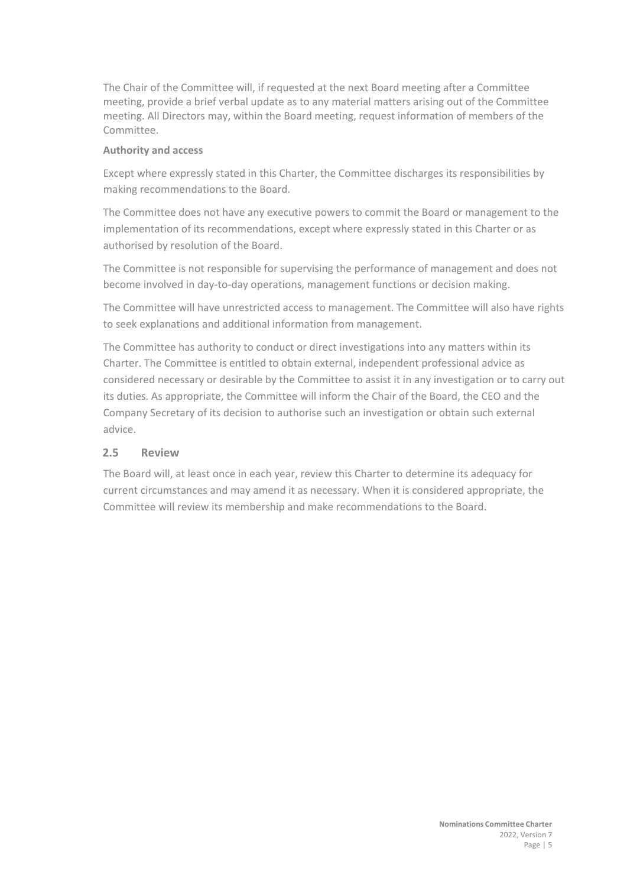The Chair of the Committee will, if requested at the next Board meeting after a Committee meeting, provide a brief verbal update as to any material matters arising out of the Committee meeting. All Directors may, within the Board meeting, request information of members of the Committee.

**Authority and access**

Except where expressly stated in this Charter, the Committee discharges its responsibilities by making recommendations to the Board.

The Committee does not have any executive powers to commit the Board or management to the implementation of its recommendations, except where expressly stated in this Charter or as authorised by resolution of the Board.

The Committee is not responsible for supervising the performance of management and does not become involved in day-to-day operations, management functions or decision making.

The Committee will have unrestricted access to management. The Committee will also have rights to seek explanations and additional information from management.

The Committee has authority to conduct or direct investigations into any matters within its Charter. The Committee is entitled to obtain external, independent professional advice as considered necessary or desirable by the Committee to assist it in any investigation or to carry out its duties. As appropriate, the Committee will inform the Chair of the Board, the CEO and the Company Secretary of its decision to authorise such an investigation or obtain such external advice.

## 2.5 Review

The Board will, at least once in each year, review this Charter to determine its adequacy for current circumstances and may amend it as necessary. When it is considered appropriate, the Committee will review its membership and make recommendations to the Board.